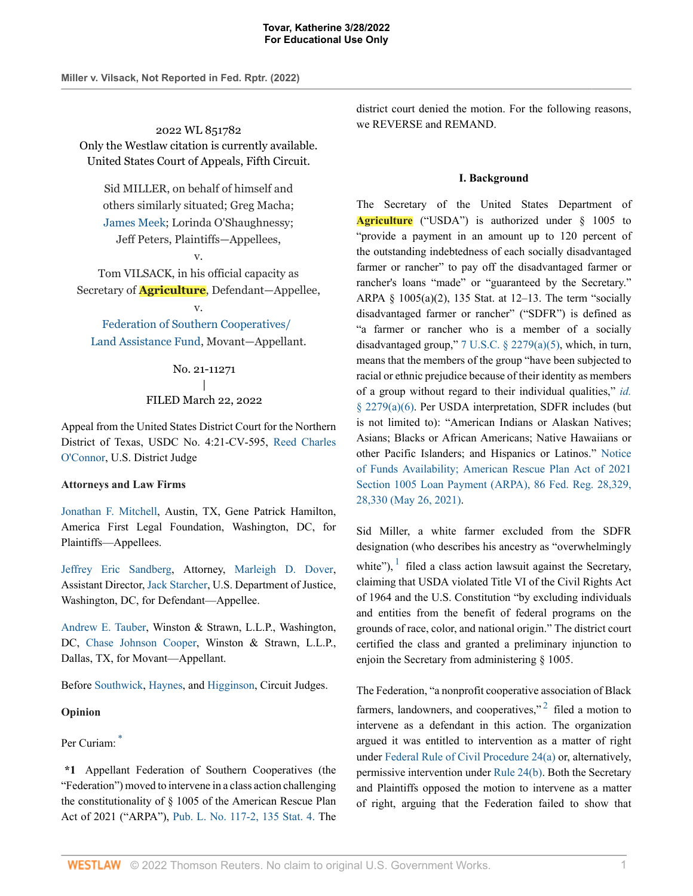2022 WL 851782
Only the Westlaw citation is currently available.
United States Court of Appeals, Fifth Circuit.

Sid MILLER, on behalf of himself and others similarly situated; Greg Macha; James Meek; Lorinda O'Shaughnessy; Jeff Peters, Plaintiffs—Appellees,
v.
Tom VILSACK, in his official capacity as Secretary of Agriculture, Defendant—Appellee,
v.
Federation of Southern Cooperatives/ Land Assistance Fund, Movant—Appellant.

No. 21-11271
|
FILED March 22, 2022

Appeal from the United States District Court for the Northern District of Texas, USDC No. 4:21-CV-595, Reed Charles O'Connor, U.S. District Judge

**Attorneys and Law Firms**

Jonathan F. Mitchell, Austin, TX, Gene Patrick Hamilton, America First Legal Foundation, Washington, DC, for Plaintiffs—Appellees.

Jeffrey Eric Sandberg, Attorney, Marleigh D. Dover, Assistant Director, Jack Starcher, U.S. Department of Justice, Washington, DC, for Defendant—Appellee.

Andrew E. Tauber, Winston & Strawn, L.L.P., Washington, DC, Chase Johnson Cooper, Winston & Strawn, L.L.P., Dallas, TX, for Movant—Appellant.

Before Southwick, Haynes, and Higginson, Circuit Judges.

**Opinion**

Per Curiam: [*]

**\*1** Appellant Federation of Southern Cooperatives (the "Federation") moved to intervene in a class action challenging the constitutionality of § 1005 of the American Rescue Plan Act of 2021 ("ARPA"), Pub. L. No. 117-2, 135 Stat. 4. The district court denied the motion. For the following reasons, we REVERSE and REMAND.

**I. Background**

The Secretary of the United States Department of Agriculture ("USDA") is authorized under § 1005 to "provide a payment in an amount up to 120 percent of the outstanding indebtedness of each socially disadvantaged farmer or rancher" to pay off the disadvantaged farmer or rancher's loans "made" or "guaranteed by the Secretary." ARPA § 1005(a)(2), 135 Stat. at 12–13. The term "socially disadvantaged farmer or rancher" ("SDFR") is defined as "a farmer or rancher who is a member of a socially disadvantaged group," 7 U.S.C. § 2279(a)(5), which, in turn, means that the members of the group "have been subjected to racial or ethnic prejudice because of their identity as members of a group without regard to their individual qualities," *id.* § 2279(a)(6). Per USDA interpretation, SDFR includes (but is not limited to): "American Indians or Alaskan Natives; Asians; Blacks or African Americans; Native Hawaiians or other Pacific Islanders; and Hispanics or Latinos." Notice of Funds Availability; American Rescue Plan Act of 2021 Section 1005 Loan Payment (ARPA), 86 Fed. Reg. 28,329, 28,330 (May 26, 2021).

Sid Miller, a white farmer excluded from the SDFR designation (who describes his ancestry as "overwhelmingly white"),[1] filed a class action lawsuit against the Secretary, claiming that USDA violated Title VI of the Civil Rights Act of 1964 and the U.S. Constitution "by excluding individuals and entities from the benefit of federal programs on the grounds of race, color, and national origin." The district court certified the class and granted a preliminary injunction to enjoin the Secretary from administering § 1005.

The Federation, "a nonprofit cooperative association of Black farmers, landowners, and cooperatives,"[2] filed a motion to intervene as a defendant in this action. The organization argued it was entitled to intervention as a matter of right under Federal Rule of Civil Procedure 24(a) or, alternatively, permissive intervention under Rule 24(b). Both the Secretary and Plaintiffs opposed the motion to intervene as a matter of right, arguing that the Federation failed to show that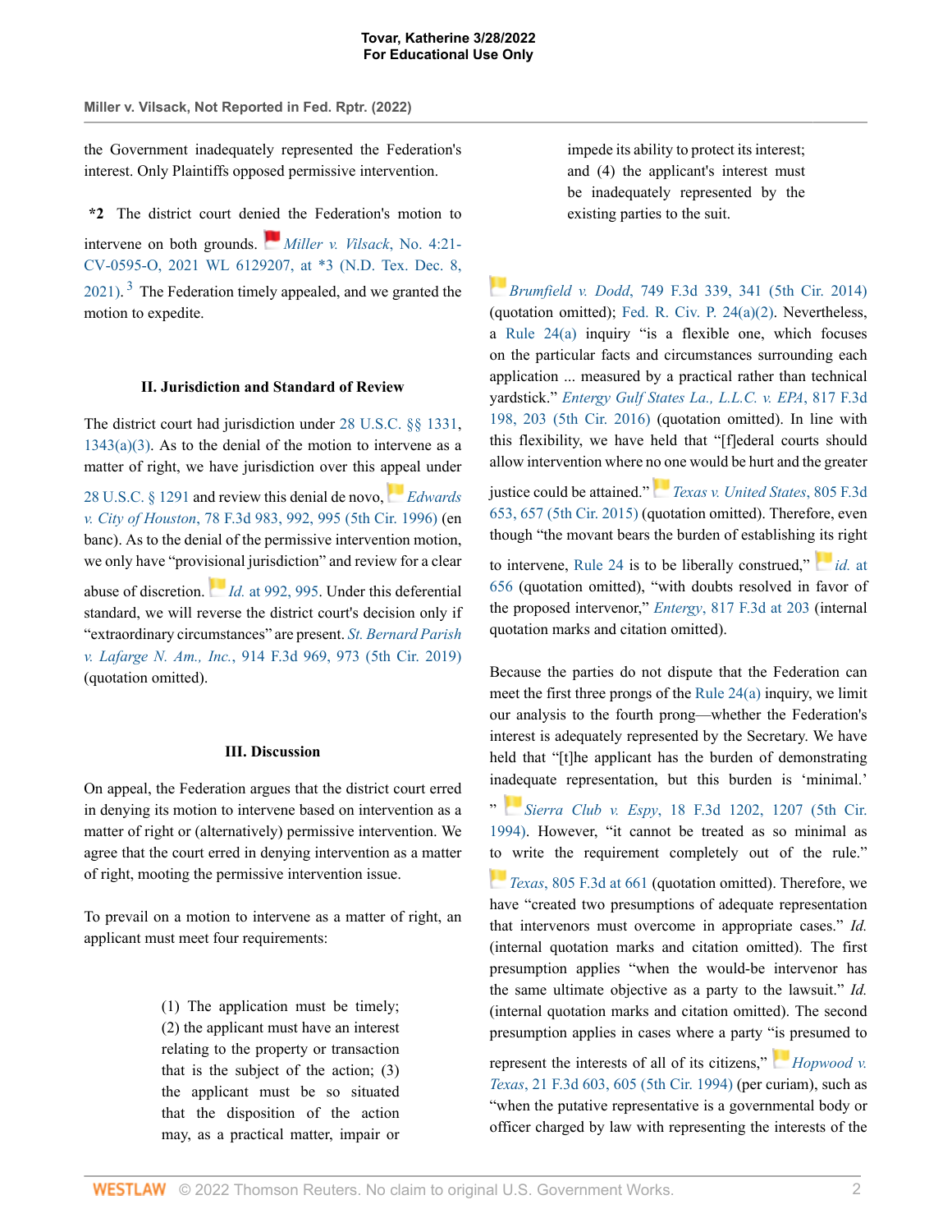the Government inadequately represented the Federation's interest. Only Plaintiffs opposed permissive intervention.

**\*2** The district court denied the Federation's motion to intervene on both grounds. *Miller v. Vilsack*, No. 4:21-CV-0595-O, 2021 WL 6129207, at \*3 (N.D. Tex. Dec. 8, 2021).[3] The Federation timely appealed, and we granted the motion to expedite.

### II. Jurisdiction and Standard of Review

The district court had jurisdiction under 28 U.S.C. §§ 1331, 1343(a)(3). As to the denial of the motion to intervene as a matter of right, we have jurisdiction over this appeal under 28 U.S.C. § 1291 and review this denial de novo, *Edwards v. City of Houston*, 78 F.3d 983, 992, 995 (5th Cir. 1996) (en banc). As to the denial of the permissive intervention motion, we only have "provisional jurisdiction" and review for a clear abuse of discretion. *Id.* at 992, 995. Under this deferential standard, we will reverse the district court's decision only if "extraordinary circumstances" are present. *St. Bernard Parish v. Lafarge N. Am., Inc.*, 914 F.3d 969, 973 (5th Cir. 2019) (quotation omitted).

### III. Discussion

On appeal, the Federation argues that the district court erred in denying its motion to intervene based on intervention as a matter of right or (alternatively) permissive intervention. We agree that the court erred in denying intervention as a matter of right, mooting the permissive intervention issue.

To prevail on a motion to intervene as a matter of right, an applicant must meet four requirements:

> (1) The application must be timely; (2) the applicant must have an interest relating to the property or transaction that is the subject of the action; (3) the applicant must be so situated that the disposition of the action may, as a practical matter, impair or impede its ability to protect its interest; and (4) the applicant's interest must be inadequately represented by the existing parties to the suit.

*Brumfield v. Dodd*, 749 F.3d 339, 341 (5th Cir. 2014) (quotation omitted); Fed. R. Civ. P. 24(a)(2). Nevertheless, a Rule 24(a) inquiry "is a flexible one, which focuses on the particular facts and circumstances surrounding each application ... measured by a practical rather than technical yardstick." *Entergy Gulf States La., L.L.C. v. EPA*, 817 F.3d 198, 203 (5th Cir. 2016) (quotation omitted). In line with this flexibility, we have held that "[f]ederal courts should allow intervention where no one would be hurt and the greater justice could be attained." *Texas v. United States*, 805 F.3d 653, 657 (5th Cir. 2015) (quotation omitted). Therefore, even though "the movant bears the burden of establishing its right to intervene, Rule 24 is to be liberally construed," *id.* at 656 (quotation omitted), "with doubts resolved in favor of the proposed intervenor," *Entergy*, 817 F.3d at 203 (internal quotation marks and citation omitted).

Because the parties do not dispute that the Federation can meet the first three prongs of the Rule 24(a) inquiry, we limit our analysis to the fourth prong—whether the Federation's interest is adequately represented by the Secretary. We have held that "[t]he applicant has the burden of demonstrating inadequate representation, but this burden is 'minimal.' " *Sierra Club v. Espy*, 18 F.3d 1202, 1207 (5th Cir. 1994). However, "it cannot be treated as so minimal as to write the requirement completely out of the rule." *Texas*, 805 F.3d at 661 (quotation omitted). Therefore, we have "created two presumptions of adequate representation that intervenors must overcome in appropriate cases." *Id.* (internal quotation marks and citation omitted). The first presumption applies "when the would-be intervenor has the same ultimate objective as a party to the lawsuit." *Id.* (internal quotation marks and citation omitted). The second presumption applies in cases where a party "is presumed to represent the interests of all of its citizens," *Hopwood v. Texas*, 21 F.3d 603, 605 (5th Cir. 1994) (per curiam), such as "when the putative representative is a governmental body or officer charged by law with representing the interests of the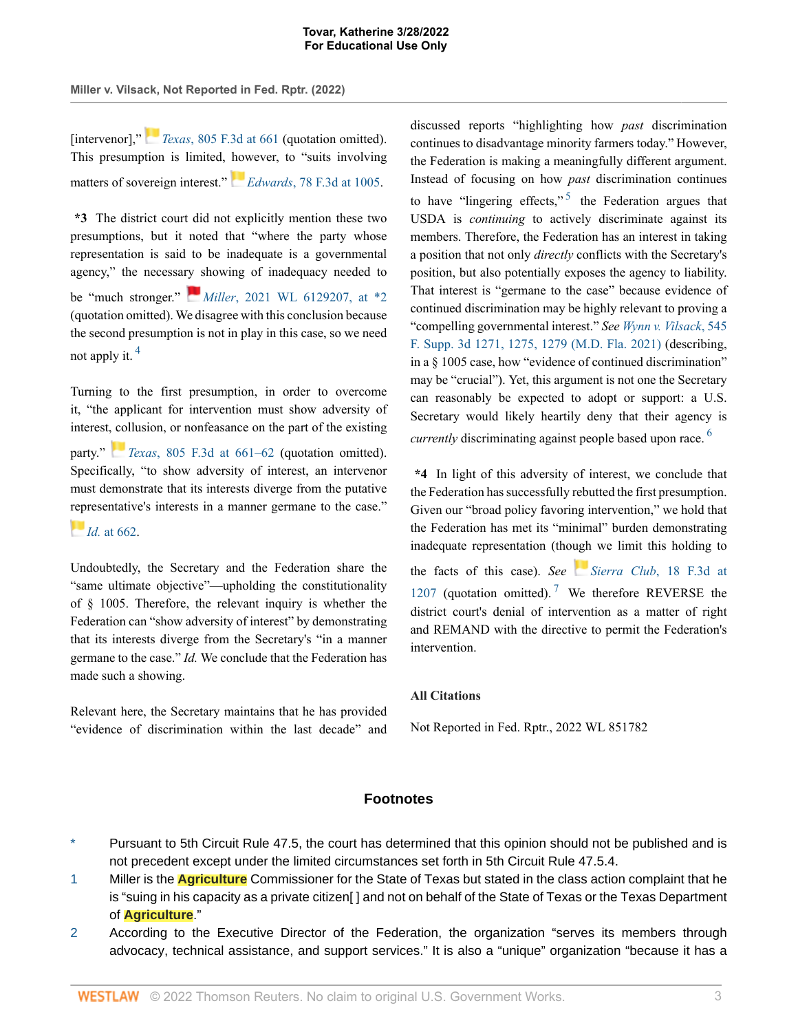[intervenor]," *Texas*, 805 F.3d at 661 (quotation omitted). This presumption is limited, however, to "suits involving matters of sovereign interest." *Edwards*, 78 F.3d at 1005.

**\*3** The district court did not explicitly mention these two presumptions, but it noted that "where the party whose representation is said to be inadequate is a governmental agency," the necessary showing of inadequacy needed to be "much stronger." *Miller*, 2021 WL 6129207, at \*2 (quotation omitted). We disagree with this conclusion because the second presumption is not in play in this case, so we need not apply it.[4]

Turning to the first presumption, in order to overcome it, "the applicant for intervention must show adversity of interest, collusion, or nonfeasance on the part of the existing party." *Texas*, 805 F.3d at 661–62 (quotation omitted). Specifically, "to show adversity of interest, an intervenor must demonstrate that its interests diverge from the putative representative's interests in a manner germane to the case." *Id.* at 662.

Undoubtedly, the Secretary and the Federation share the "same ultimate objective"—upholding the constitutionality of § 1005. Therefore, the relevant inquiry is whether the Federation can "show adversity of interest" by demonstrating that its interests diverge from the Secretary's "in a manner germane to the case." *Id.* We conclude that the Federation has made such a showing.

Relevant here, the Secretary maintains that he has provided "evidence of discrimination within the last decade" and discussed reports "highlighting how *past* discrimination continues to disadvantage minority farmers today." However, the Federation is making a meaningfully different argument. Instead of focusing on how *past* discrimination continues to have "lingering effects,"[5] the Federation argues that USDA is *continuing* to actively discriminate against its members. Therefore, the Federation has an interest in taking a position that not only *directly* conflicts with the Secretary's position, but also potentially exposes the agency to liability. That interest is "germane to the case" because evidence of continued discrimination may be highly relevant to proving a "compelling governmental interest." *See* *Wynn v. Vilsack*, 545 F. Supp. 3d 1271, 1275, 1279 (M.D. Fla. 2021) (describing, in a § 1005 case, how "evidence of continued discrimination" may be "crucial"). Yet, this argument is not one the Secretary can reasonably be expected to adopt or support: a U.S. Secretary would likely heartily deny that their agency is *currently* discriminating against people based upon race.[6]

**\*4** In light of this adversity of interest, we conclude that the Federation has successfully rebutted the first presumption. Given our "broad policy favoring intervention," we hold that the Federation has met its "minimal" burden demonstrating inadequate representation (though we limit this holding to the facts of this case). *See* *Sierra Club*, 18 F.3d at 1207 (quotation omitted).[7] We therefore REVERSE the district court's denial of intervention as a matter of right and REMAND with the directive to permit the Federation's intervention.

**All Citations**

Not Reported in Fed. Rptr., 2022 WL 851782

## Footnotes

\* Pursuant to 5th Circuit Rule 47.5, the court has determined that this opinion should not be published and is not precedent except under the limited circumstances set forth in 5th Circuit Rule 47.5.4.

1 Miller is the Agriculture Commissioner for the State of Texas but stated in the class action complaint that he is "suing in his capacity as a private citizen[ ] and not on behalf of the State of Texas or the Texas Department of Agriculture."

2 According to the Executive Director of the Federation, the organization "serves its members through advocacy, technical assistance, and support services." It is also a "unique" organization "because it has a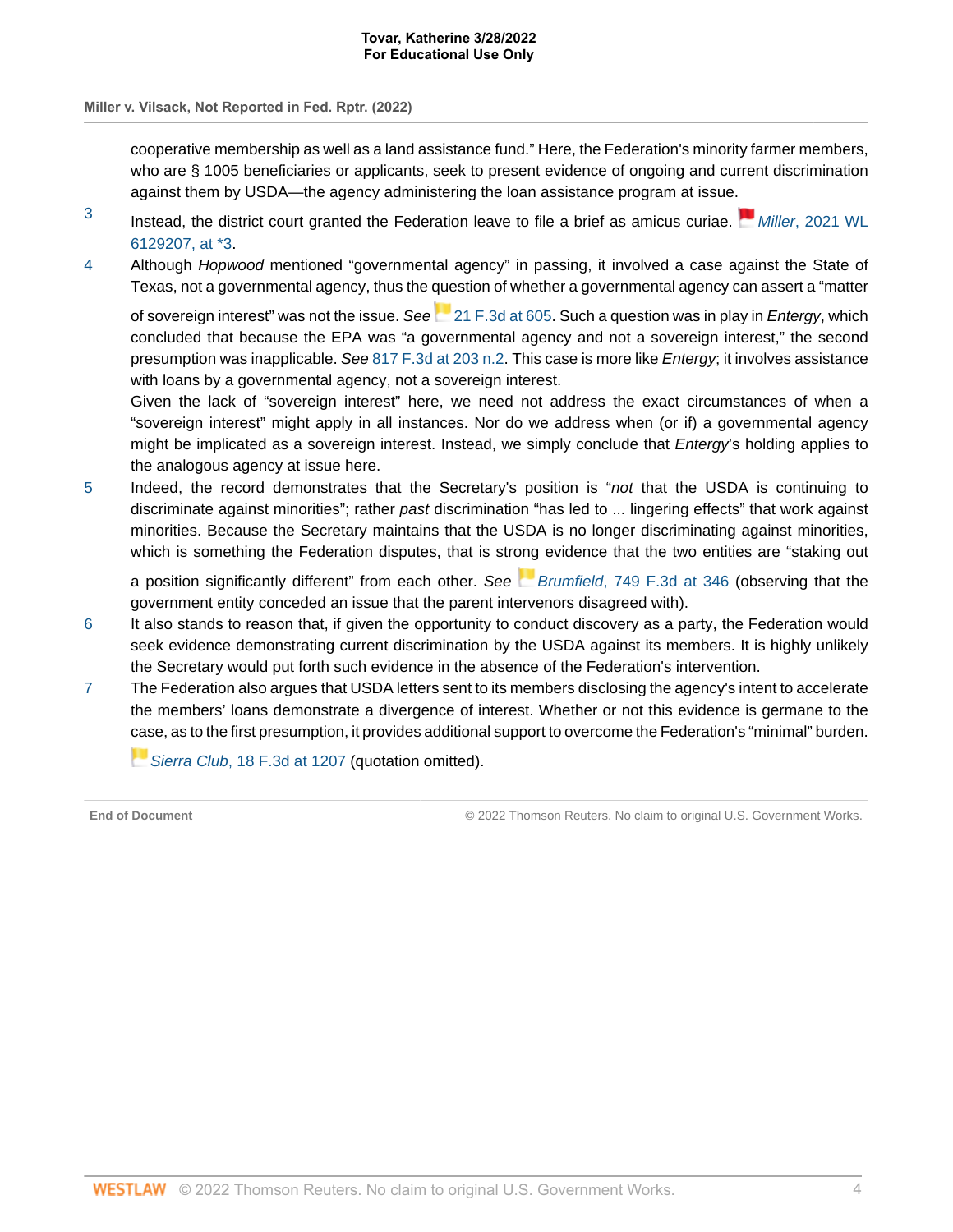cooperative membership as well as a land assistance fund." Here, the Federation's minority farmer members, who are § 1005 beneficiaries or applicants, seek to present evidence of ongoing and current discrimination against them by USDA—the agency administering the loan assistance program at issue.

3 Instead, the district court granted the Federation leave to file a brief as amicus curiae. *Miller*, 2021 WL 6129207, at *3.

4 Although *Hopwood* mentioned "governmental agency" in passing, it involved a case against the State of Texas, not a governmental agency, thus the question of whether a governmental agency can assert a "matter of sovereign interest" was not the issue. *See* 21 F.3d at 605. Such a question was in play in *Entergy*, which concluded that because the EPA was "a governmental agency and not a sovereign interest," the second presumption was inapplicable. *See* 817 F.3d at 203 n.2. This case is more like *Entergy*; it involves assistance with loans by a governmental agency, not a sovereign interest.

Given the lack of "sovereign interest" here, we need not address the exact circumstances of when a "sovereign interest" might apply in all instances. Nor do we address when (or if) a governmental agency might be implicated as a sovereign interest. Instead, we simply conclude that *Entergy*'s holding applies to the analogous agency at issue here.

5 Indeed, the record demonstrates that the Secretary's position is "*not* that the USDA is continuing to discriminate against minorities"; rather *past* discrimination "has led to ... lingering effects" that work against minorities. Because the Secretary maintains that the USDA is no longer discriminating against minorities, which is something the Federation disputes, that is strong evidence that the two entities are "staking out a position significantly different" from each other. *See* *Brumfield*, 749 F.3d at 346 (observing that the government entity conceded an issue that the parent intervenors disagreed with).

6 It also stands to reason that, if given the opportunity to conduct discovery as a party, the Federation would seek evidence demonstrating current discrimination by the USDA against its members. It is highly unlikely the Secretary would put forth such evidence in the absence of the Federation's intervention.

7 The Federation also argues that USDA letters sent to its members disclosing the agency's intent to accelerate the members' loans demonstrate a divergence of interest. Whether or not this evidence is germane to the case, as to the first presumption, it provides additional support to overcome the Federation's "minimal" burden. *Sierra Club*, 18 F.3d at 1207 (quotation omitted).

**End of Document** © 2022 Thomson Reuters. No claim to original U.S. Government Works.